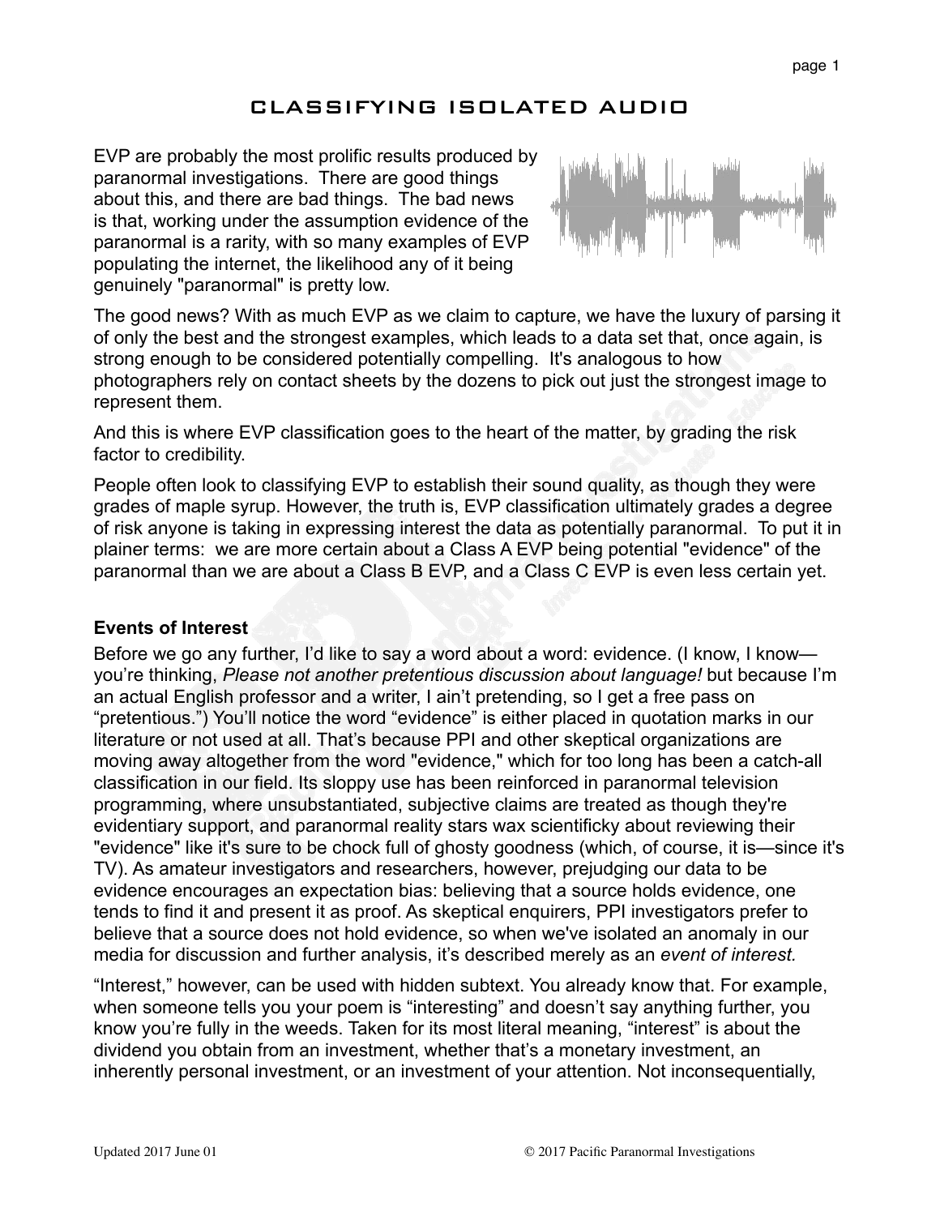# CLASSIFYING ISOLATED AUDIO

EVP are probably the most prolific results produced by paranormal investigations. There are good things about this, and there are bad things. The bad news is that, working under the assumption evidence of the paranormal is a rarity, with so many examples of EVP populating the internet, the likelihood any of it being genuinely "paranormal" is pretty low.

The good news? With as much EVP as we claim to capture, we have the luxury of parsing it of only the best and the strongest examples, which leads to a data set that, once again, is strong enough to be considered potentially compelling. It's analogous to how photographers rely on contact sheets by the dozens to pick out just the strongest image to represent them.

And this is where EVP classification goes to the heart of the matter, by grading the risk factor to credibility.

People often look to classifying EVP to establish their sound quality, as though they were grades of maple syrup. However, the truth is, EVP classification ultimately grades a degree of risk anyone is taking in expressing interest the data as potentially paranormal. To put it in plainer terms: we are more certain about a Class A EVP being potential "evidence" of the paranormal than we are about a Class B EVP, and a Class C EVP is even less certain yet.

## Events of Interest

Before we go any further, I'd like to say a word about a word: evidence. (I know, I know—you're thinking, *Please not another pretentious discussion about language!* but because I'm an actual English professor and a writer, I ain't pretending, so I get a free pass on "pretentious.") You'll notice the word "evidence" is either placed in quotation marks in our literature or not used at all. That's because PPI and other skeptical organizations are moving away altogether from the word "evidence," which for too long has been a catch-all classification in our field. Its sloppy use has been reinforced in paranormal television programming, where unsubstantiated, subjective claims are treated as though they're evidentiary support, and paranormal reality stars wax scientificky about reviewing their "evidence" like it's sure to be chock full of ghosty goodness (which, of course, it is—since it's TV). As amateur investigators and researchers, however, prejudging our data to be evidence encourages an expectation bias: believing that a source holds evidence, one tends to find it and present it as proof. As skeptical enquirers, PPI investigators prefer to believe that a source does not hold evidence, so when we've isolated an anomaly in our media for discussion and further analysis, it's described merely as an *event of interest.*

"Interest," however, can be used with hidden subtext. You already know that. For example, when someone tells you your poem is "interesting" and doesn't say anything further, you know you're fully in the weeds. Taken for its most literal meaning, "interest" is about the dividend you obtain from an investment, whether that's a monetary investment, an inherently personal investment, or an investment of your attention. Not inconsequentially,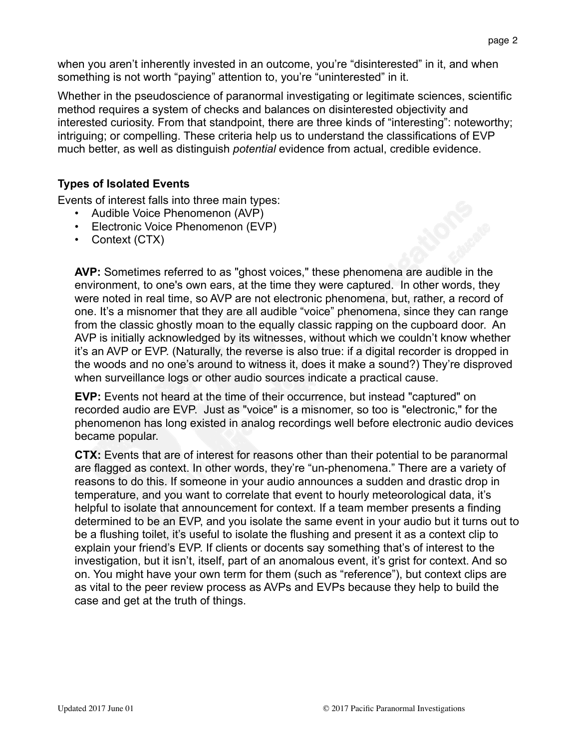when you aren't inherently invested in an outcome, you're "disinterested" in it, and when something is not worth "paying" attention to, you're "uninterested" in it.

Whether in the pseudoscience of paranormal investigating or legitimate sciences, scientific method requires a system of checks and balances on disinterested objectivity and interested curiosity. From that standpoint, there are three kinds of "interesting": noteworthy; intriguing; or compelling. These criteria help us to understand the classifications of EVP much better, as well as distinguish *potential* evidence from actual, credible evidence.

### Types of Isolated Events

Events of interest falls into three main types:

- Audible Voice Phenomenon (AVP)
- Electronic Voice Phenomenon (EVP)
- Context (CTX)

**AVP:** Sometimes referred to as "ghost voices," these phenomena are audible in the environment, to one's own ears, at the time they were captured. In other words, they were noted in real time, so AVP are not electronic phenomena, but, rather, a record of one. It's a misnomer that they are all audible "voice" phenomena, since they can range from the classic ghostly moan to the equally classic rapping on the cupboard door. An AVP is initially acknowledged by its witnesses, without which we couldn't know whether it's an AVP or EVP. (Naturally, the reverse is also true: if a digital recorder is dropped in the woods and no one's around to witness it, does it make a sound?) They're disproved when surveillance logs or other audio sources indicate a practical cause.

**EVP:** Events not heard at the time of their occurrence, but instead "captured" on recorded audio are EVP. Just as "voice" is a misnomer, so too is "electronic," for the phenomenon has long existed in analog recordings well before electronic audio devices became popular.

**CTX:** Events that are of interest for reasons other than their potential to be paranormal are flagged as context. In other words, they're "un-phenomena." There are a variety of reasons to do this. If someone in your audio announces a sudden and drastic drop in temperature, and you want to correlate that event to hourly meteorological data, it's helpful to isolate that announcement for context. If a team member presents a finding determined to be an EVP, and you isolate the same event in your audio but it turns out to be a flushing toilet, it's useful to isolate the flushing and present it as a context clip to explain your friend's EVP. If clients or docents say something that's of interest to the investigation, but it isn't, itself, part of an anomalous event, it's grist for context. And so on. You might have your own term for them (such as "reference"), but context clips are as vital to the peer review process as AVPs and EVPs because they help to build the case and get at the truth of things.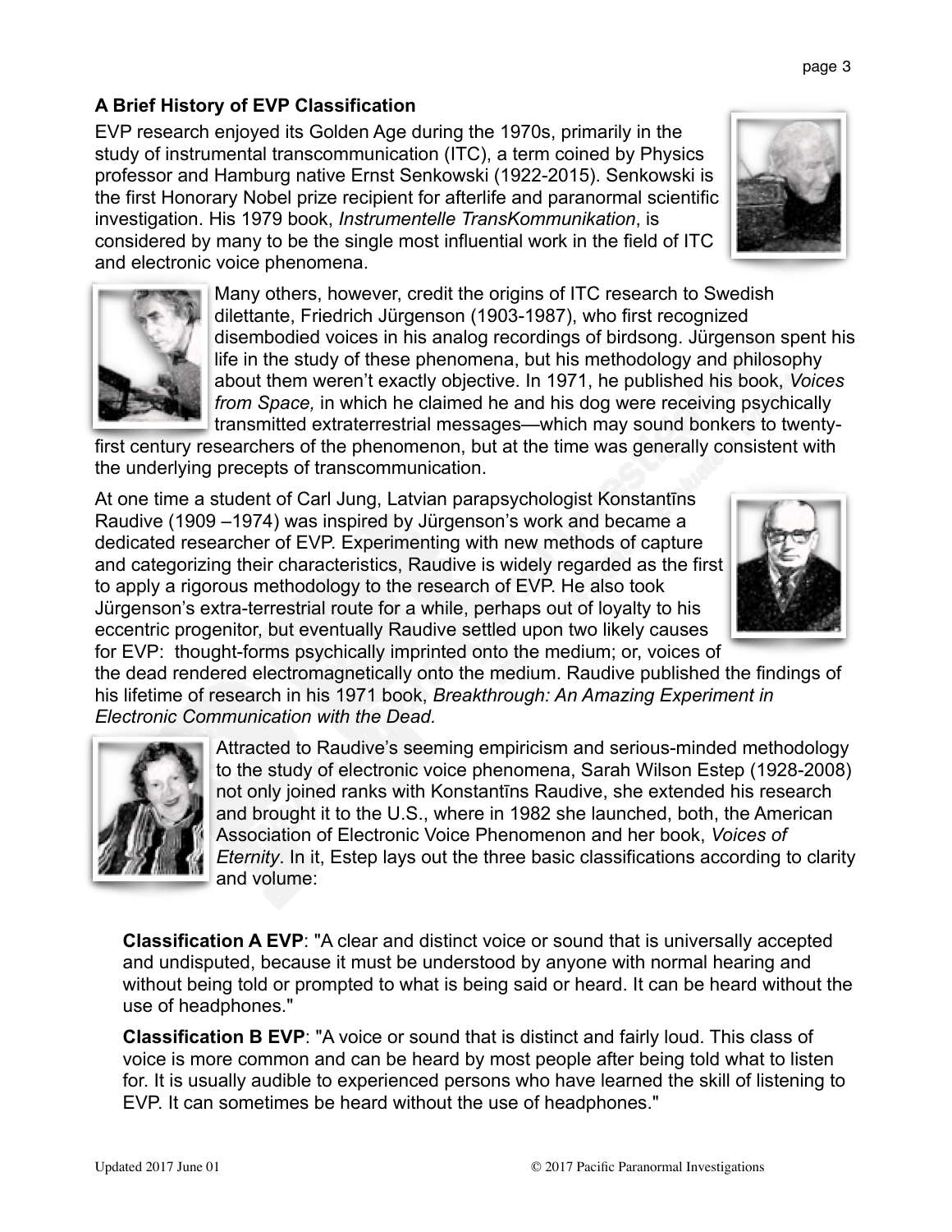### A Brief History of EVP Classification

EVP research enjoyed its Golden Age during the 1970s, primarily in the study of instrumental transcommunication (ITC), a term coined by Physics professor and Hamburg native Ernst Senkowski (1922-2015). Senkowski is the first Honorary Nobel prize recipient for afterlife and paranormal scientific investigation. His 1979 book, *Instrumentelle TransKommunikation*, is considered by many to be the single most influential work in the field of ITC and electronic voice phenomena.

Many others, however, credit the origins of ITC research to Swedish dilettante, Friedrich Jürgenson (1903-1987), who first recognized disembodied voices in his analog recordings of birdsong. Jürgenson spent his life in the study of these phenomena, but his methodology and philosophy about them weren't exactly objective. In 1971, he published his book, *Voices from Space,* in which he claimed he and his dog were receiving psychically transmitted extraterrestrial messages—which may sound bonkers to twenty-first century researchers of the phenomenon, but at the time was generally consistent with the underlying precepts of transcommunication.

At one time a student of Carl Jung, Latvian parapsychologist Konstantīns Raudive (1909 –1974) was inspired by Jürgenson's work and became a dedicated researcher of EVP. Experimenting with new methods of capture and categorizing their characteristics, Raudive is widely regarded as the first to apply a rigorous methodology to the research of EVP. He also took Jürgenson's extra-terrestrial route for a while, perhaps out of loyalty to his eccentric progenitor, but eventually Raudive settled upon two likely causes for EVP: thought-forms psychically imprinted onto the medium; or, voices of the dead rendered electromagnetically onto the medium. Raudive published the findings of his lifetime of research in his 1971 book, *Breakthrough: An Amazing Experiment in Electronic Communication with the Dead.*

Attracted to Raudive's seeming empiricism and serious-minded methodology to the study of electronic voice phenomena, Sarah Wilson Estep (1928-2008) not only joined ranks with Konstantīns Raudive, she extended his research and brought it to the U.S., where in 1982 she launched, both, the American Association of Electronic Voice Phenomenon and her book, *Voices of Eternity*. In it, Estep lays out the three basic classifications according to clarity and volume:

**Classification A EVP**: "A clear and distinct voice or sound that is universally accepted and undisputed, because it must be understood by anyone with normal hearing and without being told or prompted to what is being said or heard. It can be heard without the use of headphones."

**Classification B EVP**: "A voice or sound that is distinct and fairly loud. This class of voice is more common and can be heard by most people after being told what to listen for. It is usually audible to experienced persons who have learned the skill of listening to EVP. It can sometimes be heard without the use of headphones."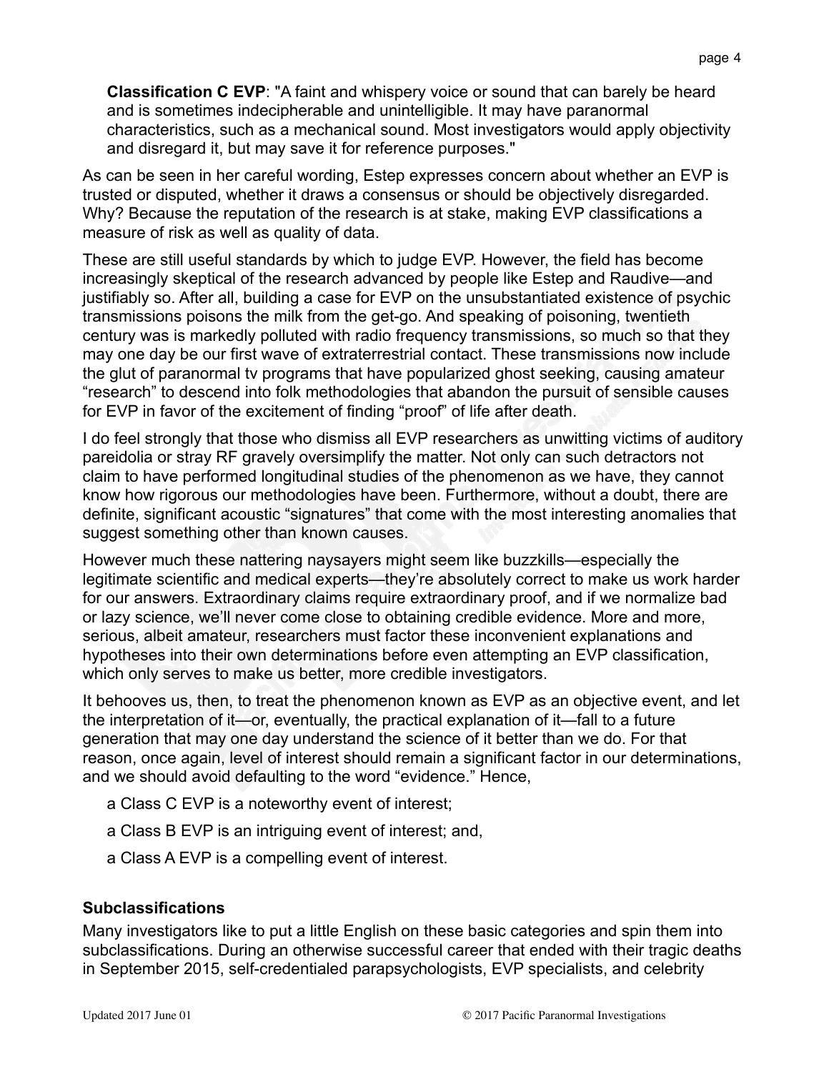**Classification C EVP**: "A faint and whispery voice or sound that can barely be heard and is sometimes indecipherable and unintelligible. It may have paranormal characteristics, such as a mechanical sound. Most investigators would apply objectivity and disregard it, but may save it for reference purposes."

As can be seen in her careful wording, Estep expresses concern about whether an EVP is trusted or disputed, whether it draws a consensus or should be objectively disregarded. Why? Because the reputation of the research is at stake, making EVP classifications a measure of risk as well as quality of data.

These are still useful standards by which to judge EVP. However, the field has become increasingly skeptical of the research advanced by people like Estep and Raudive—and justifiably so. After all, building a case for EVP on the unsubstantiated existence of psychic transmissions poisons the milk from the get-go. And speaking of poisoning, twentieth century was is markedly polluted with radio frequency transmissions, so much so that they may one day be our first wave of extraterrestrial contact. These transmissions now include the glut of paranormal tv programs that have popularized ghost seeking, causing amateur "research" to descend into folk methodologies that abandon the pursuit of sensible causes for EVP in favor of the excitement of finding "proof" of life after death.

I do feel strongly that those who dismiss all EVP researchers as unwitting victims of auditory pareidolia or stray RF gravely oversimplify the matter. Not only can such detractors not claim to have performed longitudinal studies of the phenomenon as we have, they cannot know how rigorous our methodologies have been. Furthermore, without a doubt, there are definite, significant acoustic "signatures" that come with the most interesting anomalies that suggest something other than known causes.

However much these nattering naysayers might seem like buzzkills—especially the legitimate scientific and medical experts—they're absolutely correct to make us work harder for our answers. Extraordinary claims require extraordinary proof, and if we normalize bad or lazy science, we'll never come close to obtaining credible evidence. More and more, serious, albeit amateur, researchers must factor these inconvenient explanations and hypotheses into their own determinations before even attempting an EVP classification, which only serves to make us better, more credible investigators.

It behooves us, then, to treat the phenomenon known as EVP as an objective event, and let the interpretation of it—or, eventually, the practical explanation of it—fall to a future generation that may one day understand the science of it better than we do. For that reason, once again, level of interest should remain a significant factor in our determinations, and we should avoid defaulting to the word "evidence." Hence,

a Class C EVP is a noteworthy event of interest;

a Class B EVP is an intriguing event of interest; and,

a Class A EVP is a compelling event of interest.

### Subclassifications

Many investigators like to put a little English on these basic categories and spin them into subclassifications. During an otherwise successful career that ended with their tragic deaths in September 2015, self-credentialed parapsychologists, EVP specialists, and celebrity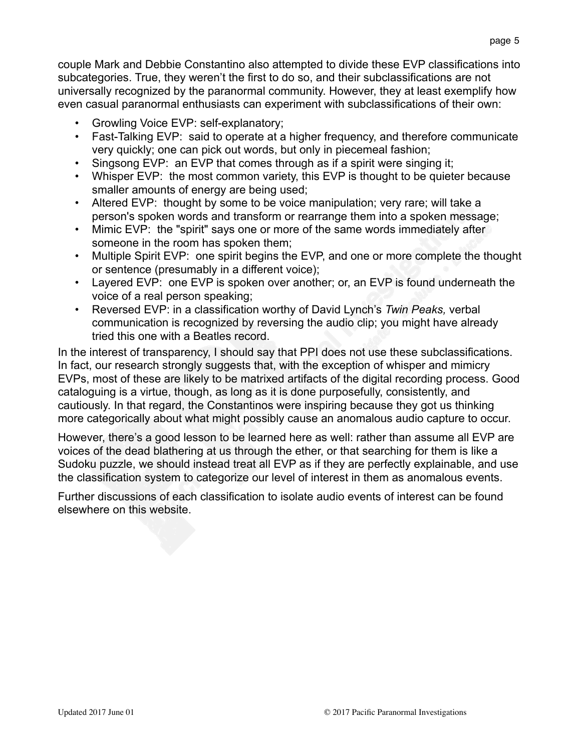couple Mark and Debbie Constantino also attempted to divide these EVP classifications into subcategories. True, they weren't the first to do so, and their subclassifications are not universally recognized by the paranormal community. However, they at least exemplify how even casual paranormal enthusiasts can experiment with subclassifications of their own:

- Growling Voice EVP: self-explanatory;
- Fast-Talking EVP: said to operate at a higher frequency, and therefore communicate very quickly; one can pick out words, but only in piecemeal fashion;
- Singsong EVP: an EVP that comes through as if a spirit were singing it;
- Whisper EVP: the most common variety, this EVP is thought to be quieter because smaller amounts of energy are being used;
- Altered EVP: thought by some to be voice manipulation; very rare; will take a person's spoken words and transform or rearrange them into a spoken message;
- Mimic EVP: the "spirit" says one or more of the same words immediately after someone in the room has spoken them;
- Multiple Spirit EVP: one spirit begins the EVP, and one or more complete the thought or sentence (presumably in a different voice);
- Layered EVP: one EVP is spoken over another; or, an EVP is found underneath the voice of a real person speaking;
- Reversed EVP: in a classification worthy of David Lynch's *Twin Peaks,* verbal communication is recognized by reversing the audio clip; you might have already tried this one with a Beatles record.

In the interest of transparency, I should say that PPI does not use these subclassifications. In fact, our research strongly suggests that, with the exception of whisper and mimicry EVPs, most of these are likely to be matrixed artifacts of the digital recording process. Good cataloguing is a virtue, though, as long as it is done purposefully, consistently, and cautiously. In that regard, the Constantinos were inspiring because they got us thinking more categorically about what might possibly cause an anomalous audio capture to occur.

However, there's a good lesson to be learned here as well: rather than assume all EVP are voices of the dead blathering at us through the ether, or that searching for them is like a Sudoku puzzle, we should instead treat all EVP as if they are perfectly explainable, and use the classification system to categorize our level of interest in them as anomalous events.

Further discussions of each classification to isolate audio events of interest can be found elsewhere on this website.